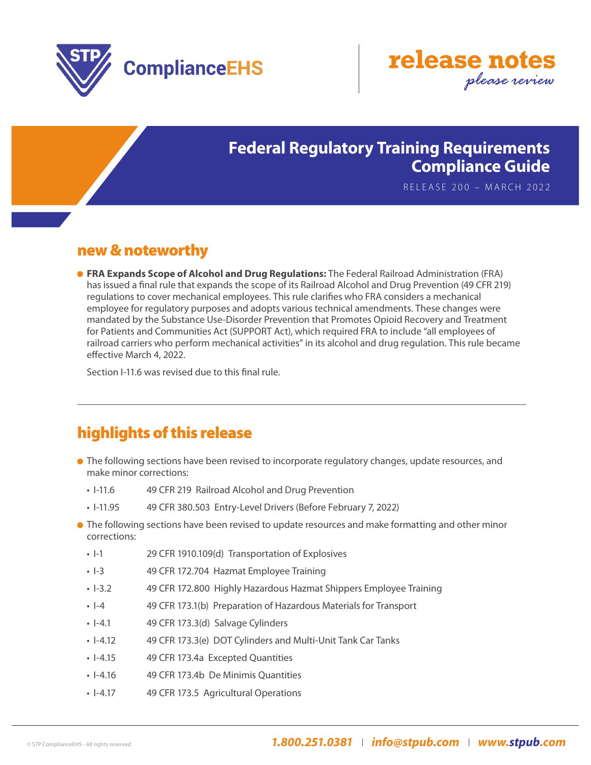ComplianceEHS

release notes
*please review*

# Federal Regulatory Training Requirements Compliance Guide

RELEASE 200 – MARCH 2022

## new & noteworthy

- **FRA Expands Scope of Alcohol and Drug Regulations:** The Federal Railroad Administration (FRA) has issued a final rule that expands the scope of its Railroad Alcohol and Drug Prevention (49 CFR 219) regulations to cover mechanical employees. This rule clarifies who FRA considers a mechanical employee for regulatory purposes and adopts various technical amendments. These changes were mandated by the Substance Use-Disorder Prevention that Promotes Opioid Recovery and Treatment for Patients and Communities Act (SUPPORT Act), which required FRA to include "all employees of railroad carriers who perform mechanical activities" in its alcohol and drug regulation. This rule became effective March 4, 2022.

  Section I-11.6 was revised due to this final rule.

## highlights of this release

- The following sections have been revised to incorporate regulatory changes, update resources, and make minor corrections:
  - I-11.6 49 CFR 219 Railroad Alcohol and Drug Prevention
  - I-11.95 49 CFR 380.503 Entry-Level Drivers (Before February 7, 2022)
- The following sections have been revised to update resources and make formatting and other minor corrections:
  - I-1 29 CFR 1910.109(d) Transportation of Explosives
  - I-3 49 CFR 172.704 Hazmat Employee Training
  - I-3.2 49 CFR 172.800 Highly Hazardous Hazmat Shippers Employee Training
  - I-4 49 CFR 173.1(b) Preparation of Hazardous Materials for Transport
  - I-4.1 49 CFR 173.3(d) Salvage Cylinders
  - I-4.12 49 CFR 173.3(e) DOT Cylinders and Multi-Unit Tank Car Tanks
  - I-4.15 49 CFR 173.4a Excepted Quantities
  - I-4.16 49 CFR 173.4b De Minimis Quantities
  - I-4.17 49 CFR 173.5 Agricultural Operations

© STP ComplianceEHS - All rights reserved

1.800.251.0381 | info@stpub.com | www.stpub.com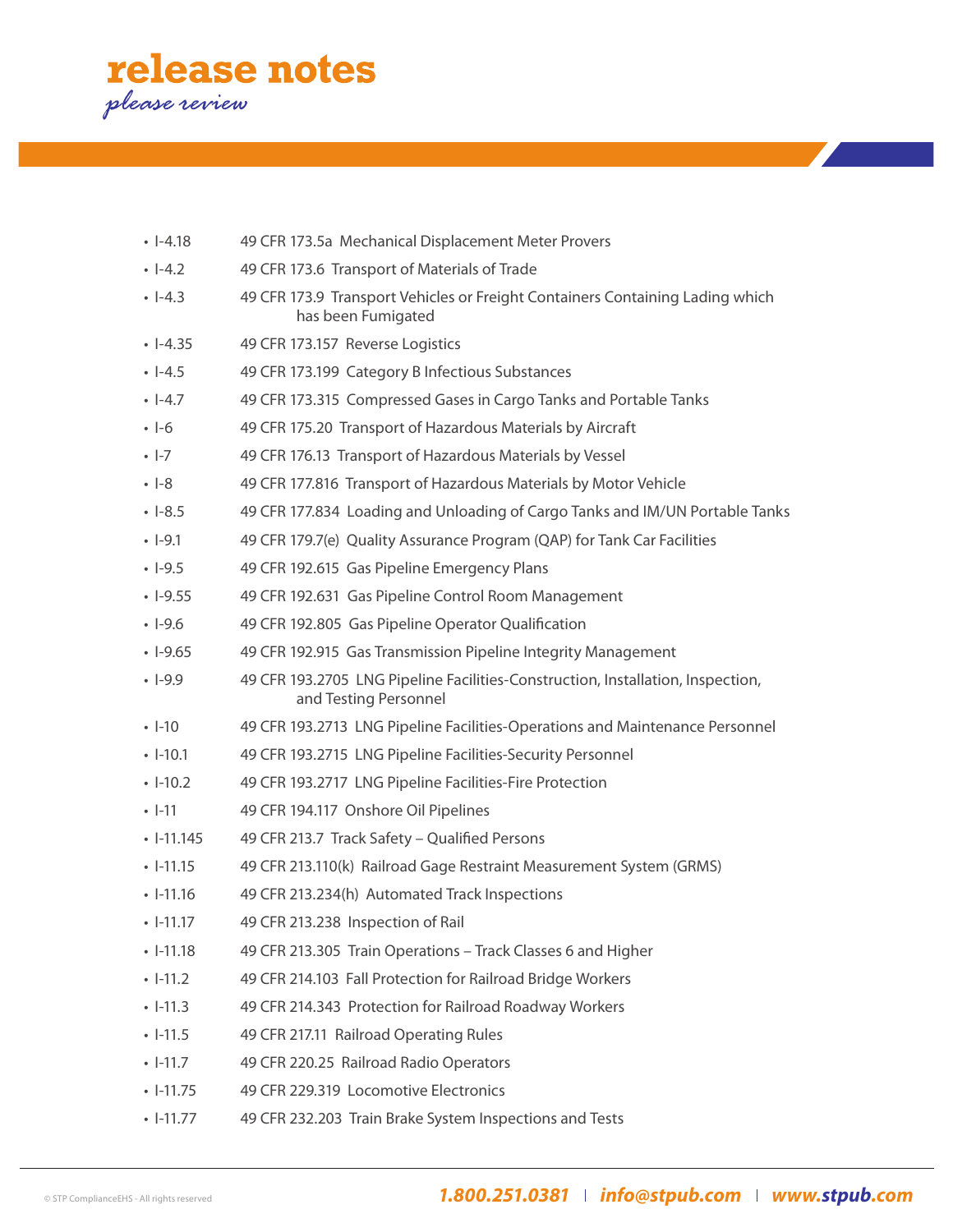# release notes

*please review*

- I-4.18 49 CFR 173.5a Mechanical Displacement Meter Provers
- I-4.2 49 CFR 173.6 Transport of Materials of Trade
- I-4.3 49 CFR 173.9 Transport Vehicles or Freight Containers Containing Lading which has been Fumigated
- I-4.35 49 CFR 173.157 Reverse Logistics
- I-4.5 49 CFR 173.199 Category B Infectious Substances
- I-4.7 49 CFR 173.315 Compressed Gases in Cargo Tanks and Portable Tanks
- I-6 49 CFR 175.20 Transport of Hazardous Materials by Aircraft
- I-7 49 CFR 176.13 Transport of Hazardous Materials by Vessel
- I-8 49 CFR 177.816 Transport of Hazardous Materials by Motor Vehicle
- I-8.5 49 CFR 177.834 Loading and Unloading of Cargo Tanks and IM/UN Portable Tanks
- I-9.1 49 CFR 179.7(e) Quality Assurance Program (QAP) for Tank Car Facilities
- I-9.5 49 CFR 192.615 Gas Pipeline Emergency Plans
- I-9.55 49 CFR 192.631 Gas Pipeline Control Room Management
- I-9.6 49 CFR 192.805 Gas Pipeline Operator Qualification
- I-9.65 49 CFR 192.915 Gas Transmission Pipeline Integrity Management
- I-9.9 49 CFR 193.2705 LNG Pipeline Facilities-Construction, Installation, Inspection, and Testing Personnel
- I-10 49 CFR 193.2713 LNG Pipeline Facilities-Operations and Maintenance Personnel
- I-10.1 49 CFR 193.2715 LNG Pipeline Facilities-Security Personnel
- I-10.2 49 CFR 193.2717 LNG Pipeline Facilities-Fire Protection
- I-11 49 CFR 194.117 Onshore Oil Pipelines
- I-11.145 49 CFR 213.7 Track Safety – Qualified Persons
- I-11.15 49 CFR 213.110(k) Railroad Gage Restraint Measurement System (GRMS)
- I-11.16 49 CFR 213.234(h) Automated Track Inspections
- I-11.17 49 CFR 213.238 Inspection of Rail
- I-11.18 49 CFR 213.305 Train Operations – Track Classes 6 and Higher
- I-11.2 49 CFR 214.103 Fall Protection for Railroad Bridge Workers
- I-11.3 49 CFR 214.343 Protection for Railroad Roadway Workers
- I-11.5 49 CFR 217.11 Railroad Operating Rules
- I-11.7 49 CFR 220.25 Railroad Radio Operators
- I-11.75 49 CFR 229.319 Locomotive Electronics
- I-11.77 49 CFR 232.203 Train Brake System Inspections and Tests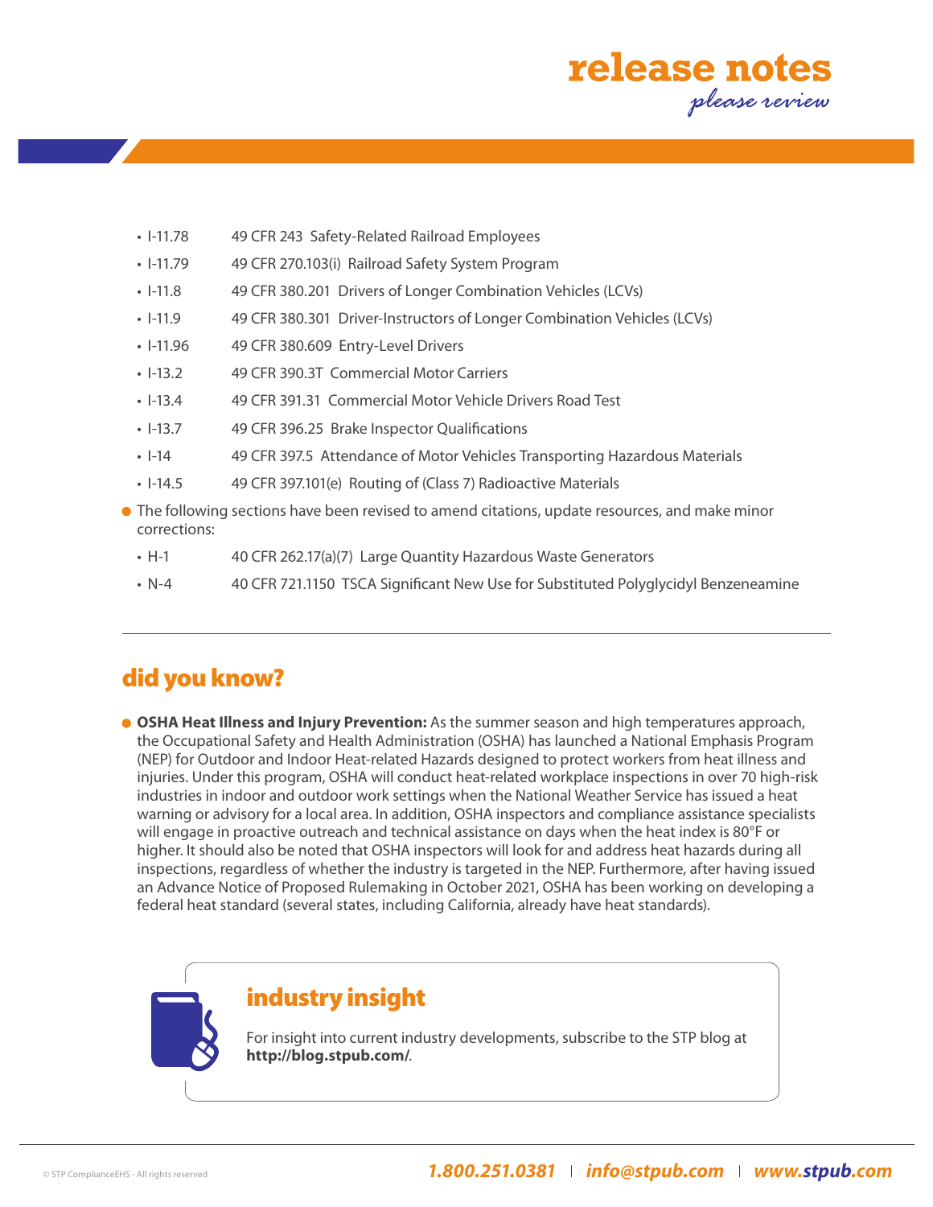# release notes

*please review*

- I-11.78 49 CFR 243 Safety-Related Railroad Employees
- I-11.79 49 CFR 270.103(i) Railroad Safety System Program
- I-11.8 49 CFR 380.201 Drivers of Longer Combination Vehicles (LCVs)
- I-11.9 49 CFR 380.301 Driver-Instructors of Longer Combination Vehicles (LCVs)
- I-11.96 49 CFR 380.609 Entry-Level Drivers
- I-13.2 49 CFR 390.3T Commercial Motor Carriers
- I-13.4 49 CFR 391.31 Commercial Motor Vehicle Drivers Road Test
- I-13.7 49 CFR 396.25 Brake Inspector Qualifications
- I-14 49 CFR 397.5 Attendance of Motor Vehicles Transporting Hazardous Materials
- I-14.5 49 CFR 397.101(e) Routing of (Class 7) Radioactive Materials

- The following sections have been revised to amend citations, update resources, and make minor corrections:
  - H-1 40 CFR 262.17(a)(7) Large Quantity Hazardous Waste Generators
  - N-4 40 CFR 721.1150 TSCA Significant New Use for Substituted Polyglycidyl Benzeneamine

## did you know?

- **OSHA Heat Illness and Injury Prevention:** As the summer season and high temperatures approach, the Occupational Safety and Health Administration (OSHA) has launched a National Emphasis Program (NEP) for Outdoor and Indoor Heat-related Hazards designed to protect workers from heat illness and injuries. Under this program, OSHA will conduct heat-related workplace inspections in over 70 high-risk industries in indoor and outdoor work settings when the National Weather Service has issued a heat warning or advisory for a local area. In addition, OSHA inspectors and compliance assistance specialists will engage in proactive outreach and technical assistance on days when the heat index is 80°F or higher. It should also be noted that OSHA inspectors will look for and address heat hazards during all inspections, regardless of whether the industry is targeted in the NEP. Furthermore, after having issued an Advance Notice of Proposed Rulemaking in October 2021, OSHA has been working on developing a federal heat standard (several states, including California, already have heat standards).

## industry insight

For insight into current industry developments, subscribe to the STP blog at **http://blog.stpub.com/**.

© STP ComplianceEHS · All rights reserved

1.800.251.0381 | info@stpub.com | www.stpub.com